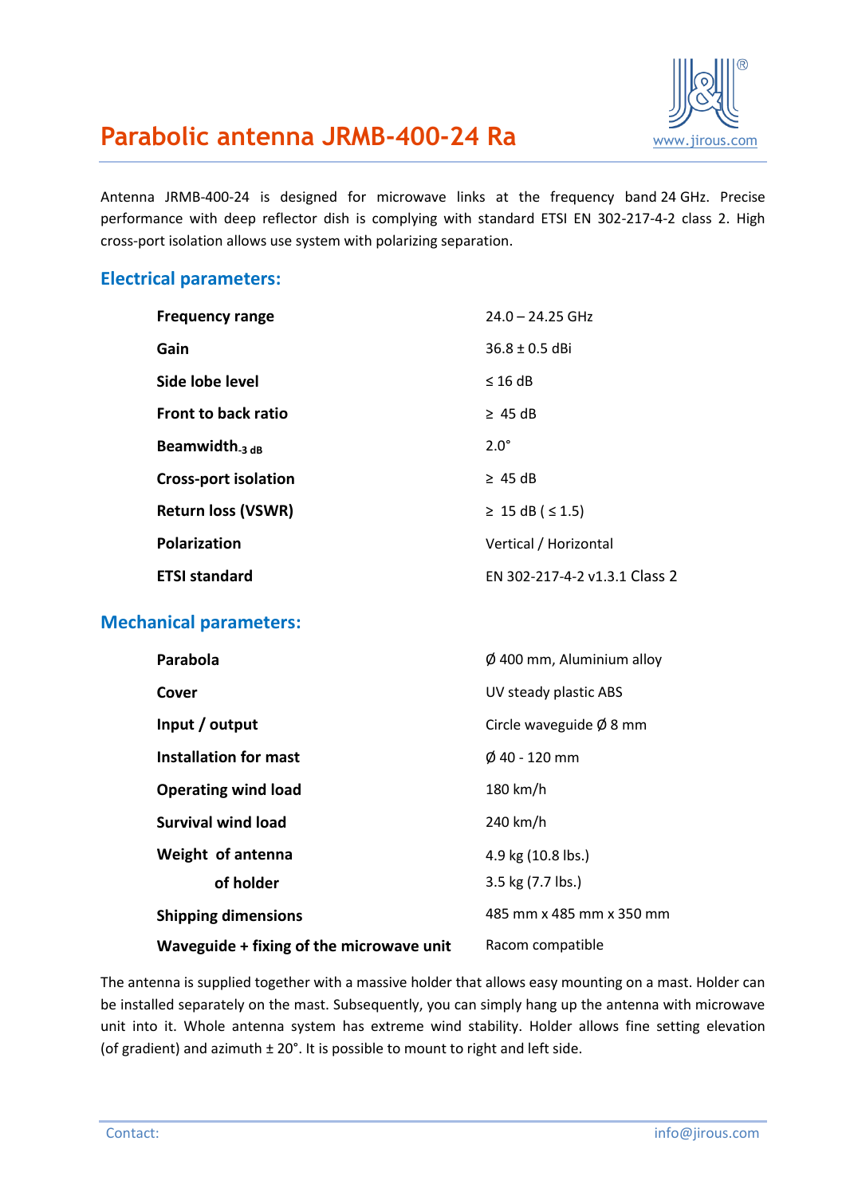# Parabolic antenna JRMB-400-24 Ra

www.jirous.com

Antenna JRMB-400-24 is designed for microwave links at the frequency band 24 GHz. Precise performance with deep reflector dish is complying with standard ETSI EN 302-217-4-2 class 2. High cross-port isolation allows use system with polarizing separation.

## Electrical parameters:

| | |
|---|---|
| **Frequency range** | 24.0 – 24.25 GHz |
| **Gain** | 36.8 ± 0.5 dBi |
| **Side lobe level** | ≤ 16 dB |
| **Front to back ratio** | ≥ 45 dB |
| **Beamwidth$_{-3\ dB}$** | 2.0° |
| **Cross-port isolation** | ≥ 45 dB |
| **Return loss (VSWR)** | ≥ 15 dB ( ≤ 1.5) |
| **Polarization** | Vertical / Horizontal |
| **ETSI standard** | EN 302-217-4-2 v1.3.1 Class 2 |

## Mechanical parameters:

| | |
|---|---|
| **Parabola** | Ø 400 mm, Aluminium alloy |
| **Cover** | UV steady plastic ABS |
| **Input / output** | Circle waveguide Ø 8 mm |
| **Installation for mast** | Ø 40 - 120 mm |
| **Operating wind load** | 180 km/h |
| **Survival wind load** | 240 km/h |
| **Weight of antenna** | 4.9 kg (10.8 lbs.) |
| **of holder** | 3.5 kg (7.7 lbs.) |
| **Shipping dimensions** | 485 mm x 485 mm x 350 mm |
| **Waveguide + fixing of the microwave unit** | Racom compatible |

The antenna is supplied together with a massive holder that allows easy mounting on a mast. Holder can be installed separately on the mast. Subsequently, you can simply hang up the antenna with microwave unit into it. Whole antenna system has extreme wind stability. Holder allows fine setting elevation (of gradient) and azimuth ± 20°. It is possible to mount to right and left side.

Contact: info@jirous.com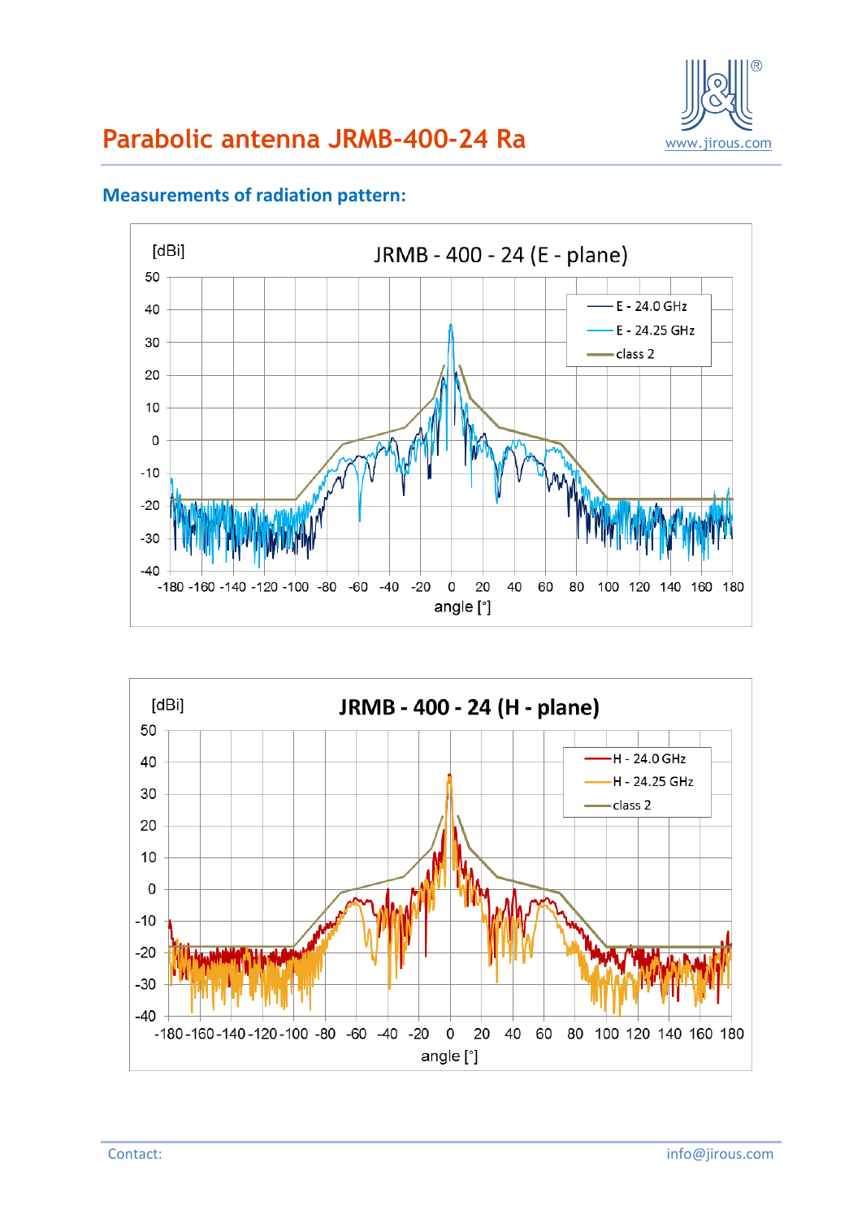# Parabolic antenna JRMB-400-24 Ra

## Measurements of radiation pattern:

JRMB - 400 - 24 (E - plane)

[dBi]

E - 24.0 GHz
E - 24.25 GHz
class 2

angle [°]

JRMB - 400 - 24 (H - plane)

[dBi]

H - 24.0 GHz
H - 24.25 GHz
class 2

angle [°]

Contact: info@jirous.com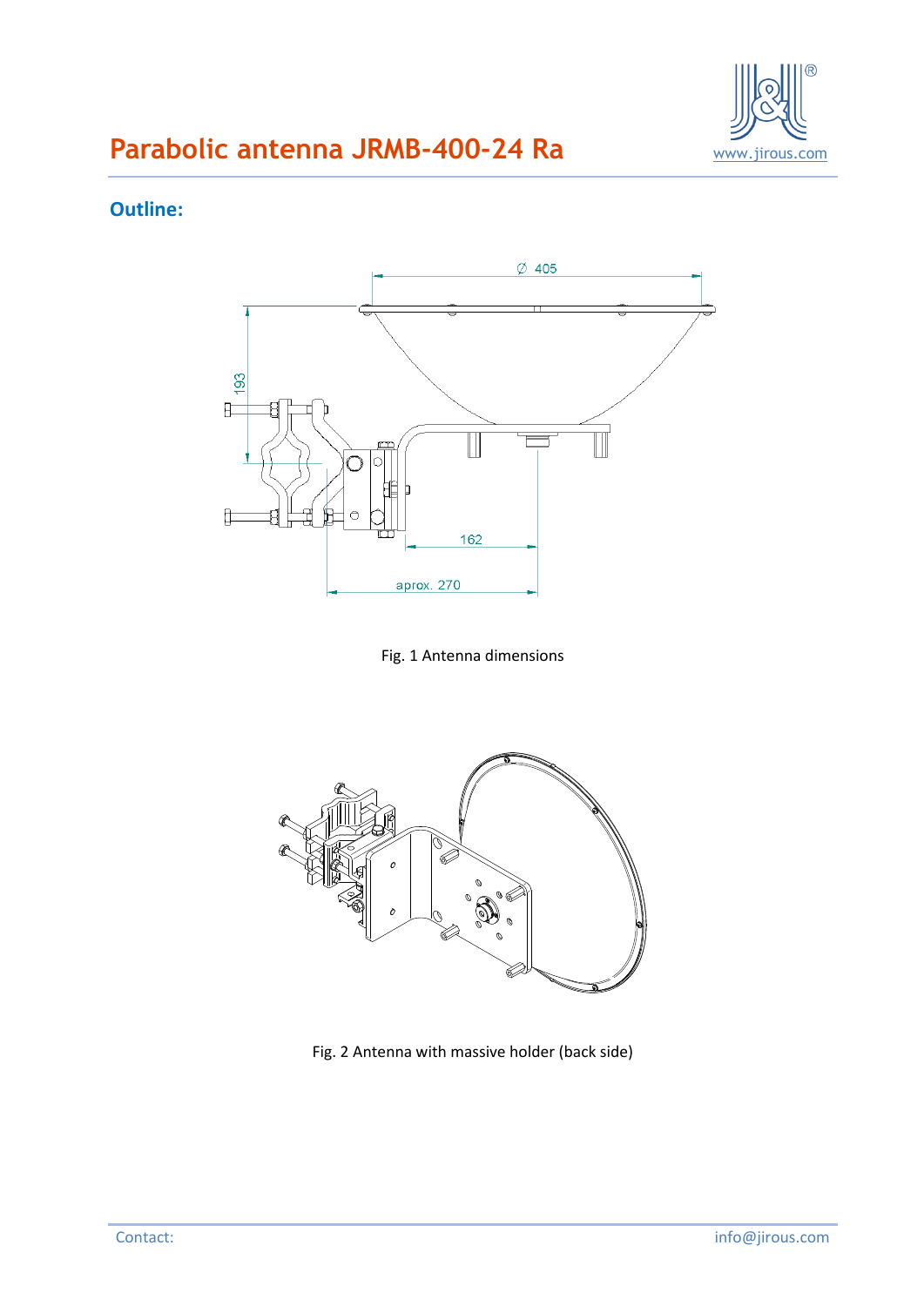# Parabolic antenna JRMB-400-24 Ra

## Outline:

Ø 405

193

162

aprox. 270

Fig. 1 Antenna dimensions

Fig. 2 Antenna with massive holder (back side)

Contact: info@jirous.com